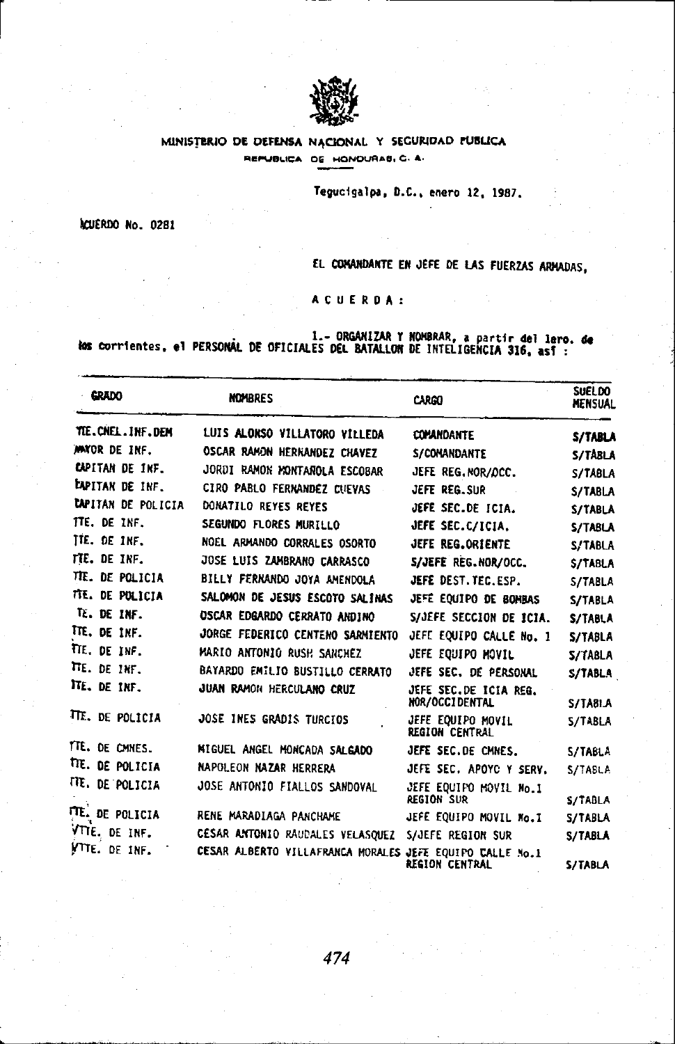MINISTERIO DE DEFENSA NACIONAL Y SEGURIDAD PUBLICA

REPUBLICA DE HONDURAS, C. A.

Tegucigalpa, D.C., enero 12, 1987.

ACUERDO No. 0281

EL COMANDANTE EN JEFE DE LAS FUERZAS ARMADAS,

A C U E R D A :

1.- ORGANIZAR Y NOMBRAR, a partir del 1ero. de los corrientes, el PERSONAL DE OFICIALES DEL BATALLON DE INTELIGENCIA 316, así :

| GRADO | NOMBRES | CARGO | SUELDO MENSUAL |
|---|---|---|---|
| TTE.CNEL.INF.DEM | LUIS ALONSO VILLATORO VILLEDA | COMANDANTE | S/TABLA |
| MAYOR DE INF. | OSCAR RAMON HERNANDEZ CHAVEZ | S/COMANDANTE | S/TABLA |
| CAPITAN DE INF. | JORDI RAMON MONTAROLA ESCOBAR | JEFE REG.NOR/OCC. | S/TABLA |
| CAPITAN DE INF. | CIRO PABLO FERNANDEZ CUEVAS | JEFE REG.SUR | S/TABLA |
| CAPITAN DE POLICIA | DONATILO REYES REYES | JEFE SEC.DE ICIA. | S/TABLA |
| TTE. DE INF. | SEGUNDO FLORES MURILLO | JEFE SEC.C/ICIA. | S/TABLA |
| TTE. DE INF. | NOEL ARMANDO CORRALES OSORTO | JEFE REG.ORIENTE | S/TABLA |
| TTE. DE INF. | JOSE LUIS ZAMBRANO CARRASCO | S/JEFE REG.NOR/OCC. | S/TABLA |
| TTE. DE POLICIA | BILLY FERNANDO JOYA AMENDOLA | JEFE DEST.TEC.ESP. | S/TABLA |
| TTE. DE POLICIA | SALOMON DE JESUS ESCOTO SALINAS | JEFE EQUIPO DE BOMBAS | S/TABLA |
| TE. DE INF. | OSCAR EDGARDO CERRATO ANDINO | S/JEFE SECCION DE ICIA. | S/TABLA |
| TTE. DE INF. | JORGE FEDERICO CENTENO SARMIENTO | JEFE EQUIPO CALLE No. 1 | S/TABLA |
| TTE. DE INF. | MARIO ANTONIO RUSH SANCHEZ | JEFE EQUIPO MOVIL | S/TABLA |
| TTE. DE INF. | BAYARDO EMILIO BUSTILLO CERRATO | JEFE SEC. DE PERSONAL | S/TABLA |
| TTE. DE INF. | JUAN RAMON HERCULANO CRUZ | JEFE SEC.DE ICIA REG. NOR/OCCIDENTAL | S/TABLA |
| TTE. DE POLICIA | JOSE INES GRADIS TURCIOS | JEFE EQUIPO MOVIL REGION CENTRAL | S/TABLA |
| TTE. DE CMNES. | MIGUEL ANGEL MONCADA SALGADO | JEFE SEC.DE CMNES. | S/TABLA |
| TTE. DE POLICIA | NAPOLEON NAZAR HERRERA | JEFE SEC. APOYO Y SERV. | S/TABLA |
| TTE. DE POLICIA | JOSE ANTONIO FIALLOS SANDOVAL | JEFE EQUIPO MOVIL No.1 REGION SUR | S/TABLA |
| TTE. DE POLICIA | RENE MARADIAGA PANCHAME | JEFE EQUIPO MOVIL No.I | S/TABLA |
| STTE. DE INF. | CESAR ANTONIO RAUDALES VELASQUEZ | S/JEFE REGION SUR | S/TABLA |
| STTE. DE INF. | CESAR ALBERTO VILLAFRANCA MORALES | JEFE EQUIPO CALLE No.1 REGION CENTRAL | S/TABLA |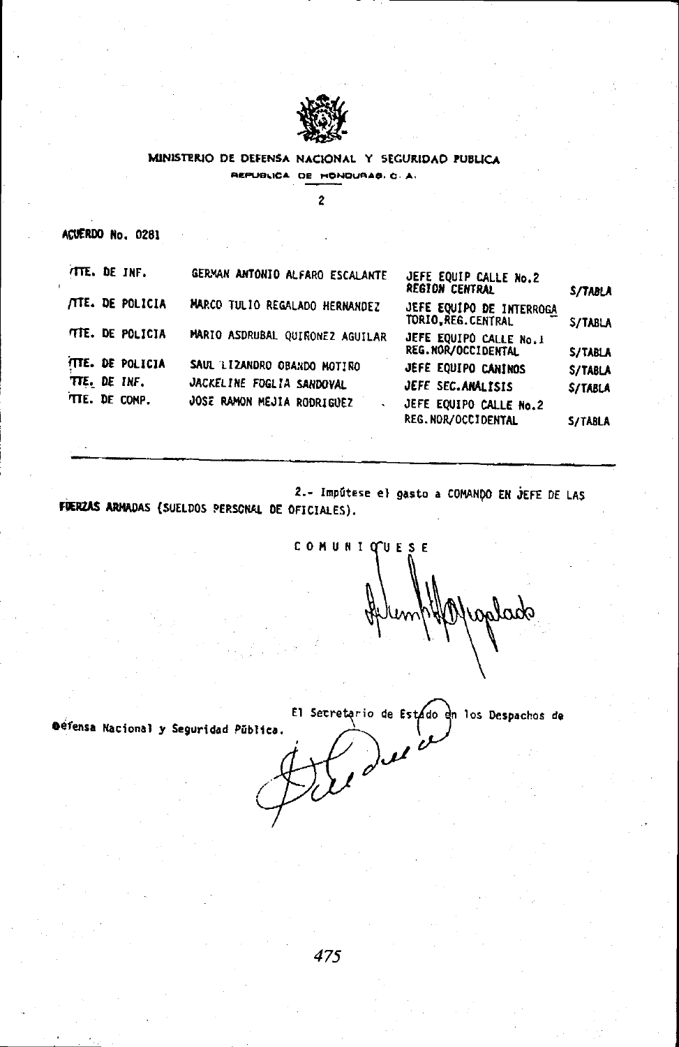MINISTERIO DE DEFENSA NACIONAL Y SEGURIDAD PUBLICA

REPUBLICA DE HONDURAS, C. A.

2

ACUERDO No. 0281

| | | | |
|---|---|---|---|
| TTE. DE INF. | GERMAN ANTONIO ALFARO ESCALANTE | JEFE EQUIP CALLE No.2 REGION CENTRAL | S/TABLA |
| TTE. DE POLICIA | MARCO TULIO REGALADO HERNANDEZ | JEFE EQUIPO DE INTERROGATORIO,REG.CENTRAL | S/TABLA |
| TTE. DE POLICIA | MARIO ASDRUBAL QUIRONEZ AGUILAR | JEFE EQUIPO CALLE No.1 REG.NOR/OCCIDENTAL | S/TABLA |
| TTE. DE POLICIA | SAUL LIZANDRO OBANDO MOTIÑO | JEFE EQUIPO CANINOS | S/TABLA |
| TTE. DE INF. | JACKELINE FOGLIA SANDOVAL | JEFE SEC.ANALISIS | S/TABLA |
| TTE. DE COMP. | JOSE RAMON MEJIA RODRIGUEZ | JEFE EQUIPO CALLE No.2 REG.NOR/OCCIDENTAL | S/TABLA |

2.- Impútese el gasto a COMANDO EN JEFE DE LAS FUERZAS ARMADAS (SUELDOS PERSONAL DE OFICIALES).

COMUNIQUESE

El Secretario de Estado en los Despachos de Defensa Nacional y Seguridad Pública.